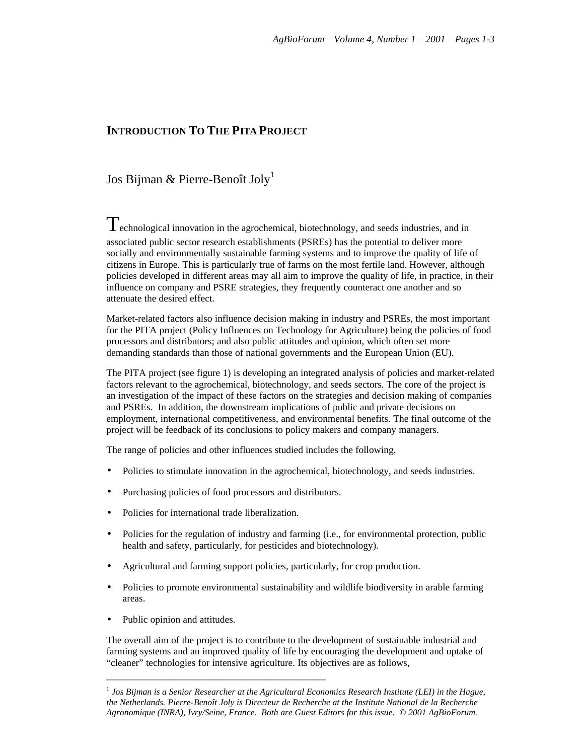# INTRODUCTION TO THE PITA PROJECT

Jos Bijman & Pierre-Benoît Joly[1]

Technological innovation in the agrochemical, biotechnology, and seeds industries, and in associated public sector research establishments (PSREs) has the potential to deliver more socially and environmentally sustainable farming systems and to improve the quality of life of citizens in Europe. This is particularly true of farms on the most fertile land. However, although policies developed in different areas may all aim to improve the quality of life, in practice, in their influence on company and PSRE strategies, they frequently counteract one another and so attenuate the desired effect.

Market-related factors also influence decision making in industry and PSREs, the most important for the PITA project (Policy Influences on Technology for Agriculture) being the policies of food processors and distributors; and also public attitudes and opinion, which often set more demanding standards than those of national governments and the European Union (EU).

The PITA project (see figure 1) is developing an integrated analysis of policies and market-related factors relevant to the agrochemical, biotechnology, and seeds sectors. The core of the project is an investigation of the impact of these factors on the strategies and decision making of companies and PSREs. In addition, the downstream implications of public and private decisions on employment, international competitiveness, and environmental benefits. The final outcome of the project will be feedback of its conclusions to policy makers and company managers.

The range of policies and other influences studied includes the following,

- Policies to stimulate innovation in the agrochemical, biotechnology, and seeds industries.
- Purchasing policies of food processors and distributors.
- Policies for international trade liberalization.
- Policies for the regulation of industry and farming (i.e., for environmental protection, public health and safety, particularly, for pesticides and biotechnology).
- Agricultural and farming support policies, particularly, for crop production.
- Policies to promote environmental sustainability and wildlife biodiversity in arable farming areas.
- Public opinion and attitudes.

The overall aim of the project is to contribute to the development of sustainable industrial and farming systems and an improved quality of life by encouraging the development and uptake of "cleaner" technologies for intensive agriculture. Its objectives are as follows,

---

[1] *Jos Bijman is a Senior Researcher at the Agricultural Economics Research Institute (LEI) in the Hague, the Netherlands. Pierre-Benoît Joly is Directeur de Recherche at the Institute National de la Recherche Agronomique (INRA), Ivry/Seine, France. Both are Guest Editors for this issue. © 2001 AgBioForum.*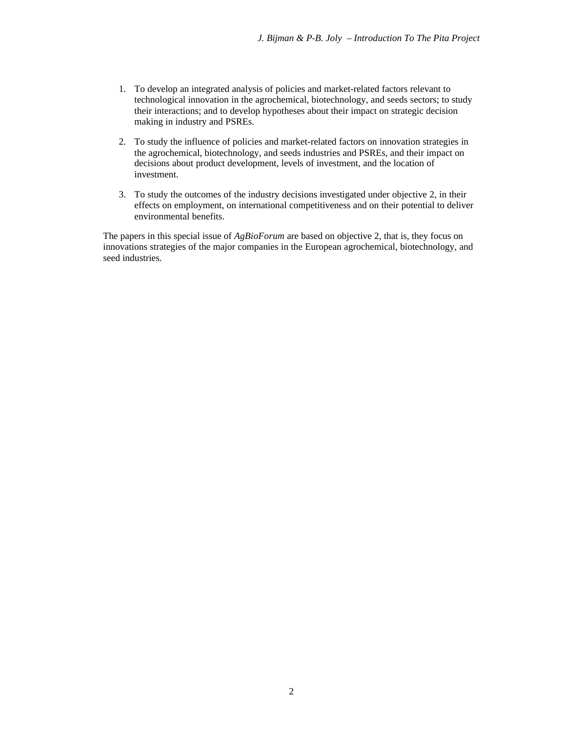1. To develop an integrated analysis of policies and market-related factors relevant to technological innovation in the agrochemical, biotechnology, and seeds sectors; to study their interactions; and to develop hypotheses about their impact on strategic decision making in industry and PSREs.

2. To study the influence of policies and market-related factors on innovation strategies in the agrochemical, biotechnology, and seeds industries and PSREs, and their impact on decisions about product development, levels of investment, and the location of investment.

3. To study the outcomes of the industry decisions investigated under objective 2, in their effects on employment, on international competitiveness and on their potential to deliver environmental benefits.

The papers in this special issue of *AgBioForum* are based on objective 2, that is, they focus on innovations strategies of the major companies in the European agrochemical, biotechnology, and seed industries.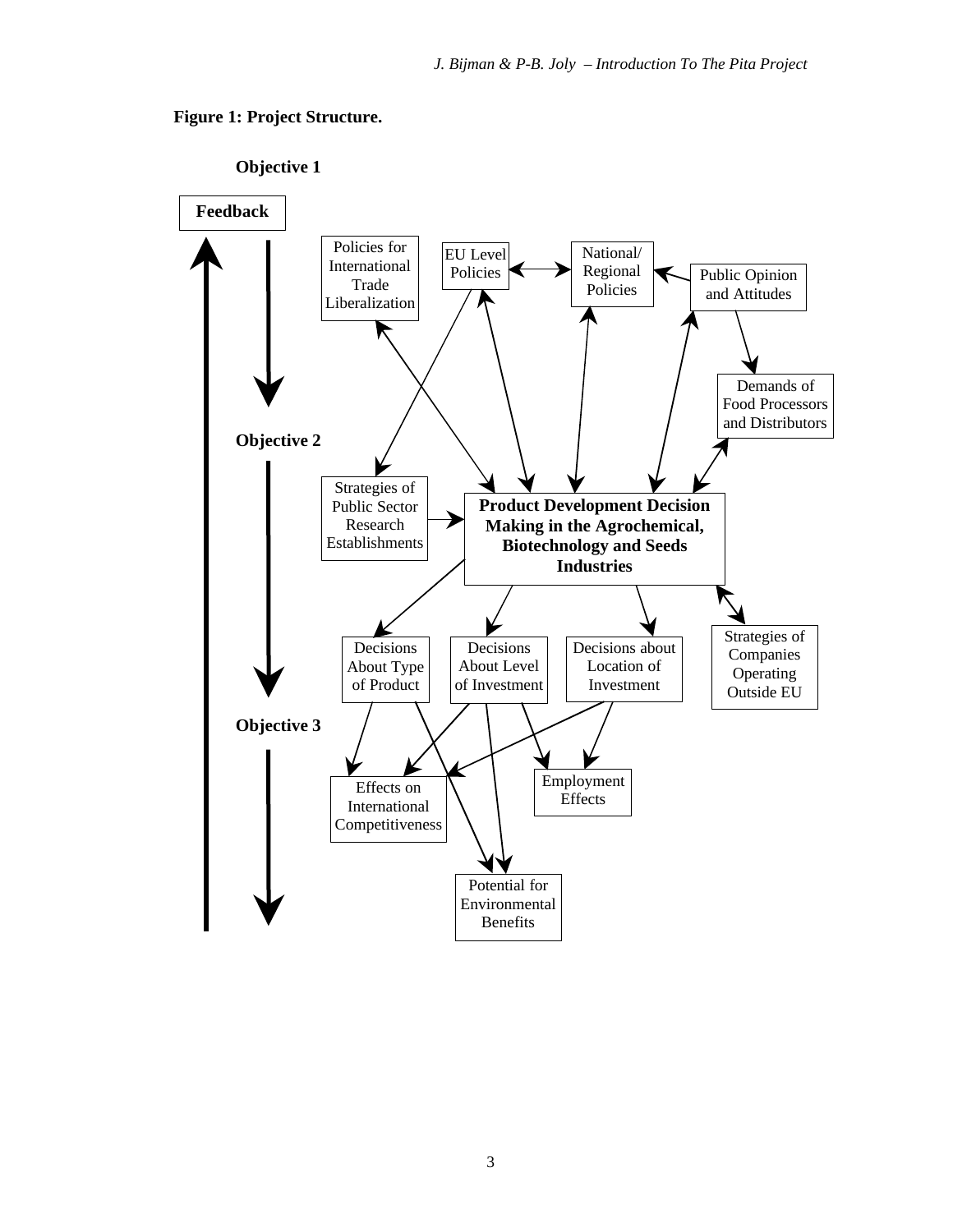**Figure 1: Project Structure.**

**Objective 1**

**Feedback**

Policies for International Trade Liberalization

EU Level Policies

National/ Regional Policies

Public Opinion and Attitudes

Demands of Food Processors and Distributors

**Objective 2**

Strategies of Public Sector Research Establishments

**Product Development Decision Making in the Agrochemical, Biotechnology and Seeds Industries**

Decisions About Type of Product

Decisions About Level of Investment

Decisions about Location of Investment

Strategies of Companies Operating Outside EU

**Objective 3**

Effects on International Competitiveness

Employment Effects

Potential for Environmental Benefits